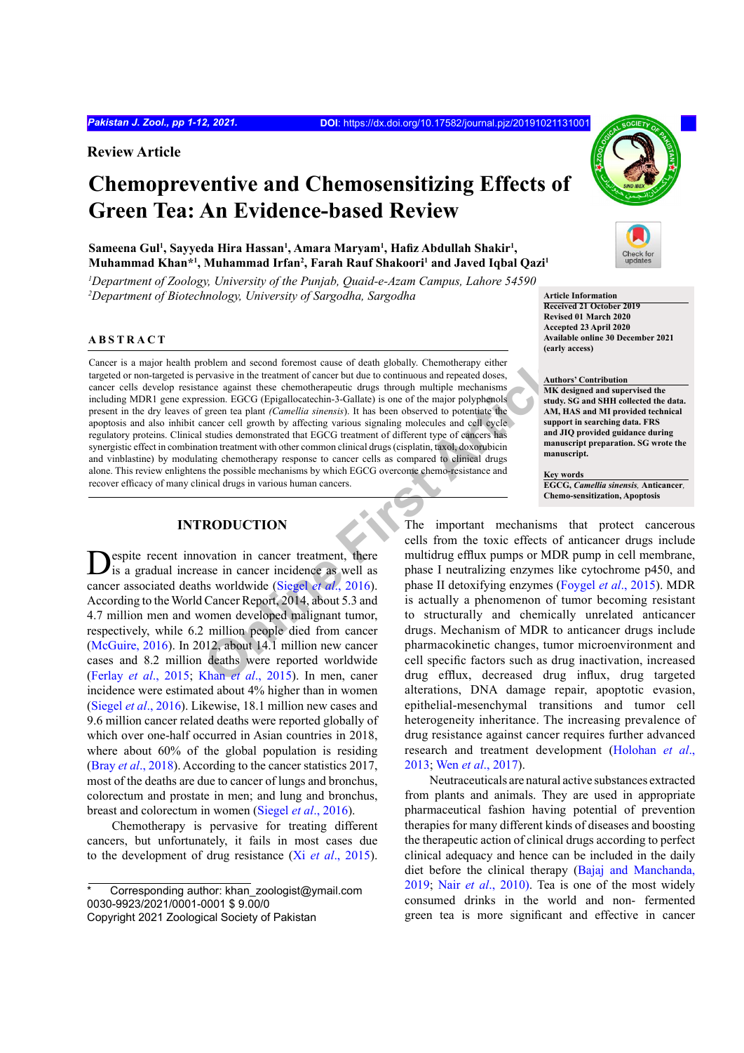Review Article

# Chemopreventive and Chemosensitizing Effects of Green Tea: An Evidence-based Review

**Sameena Gul[1], Sayyeda Hira Hassan[1], Amara Maryam[1], Hafiz Abdullah Shakir[1], Muhammad Khan*[1], Muhammad Irfan[2], Farah Rauf Shakoori[1] and Javed Iqbal Qazi[1]**

[1]*Department of Zoology, University of the Punjab, Quaid-e-Azam Campus, Lahore 54590*
[2]*Department of Biotechnology, University of Sargodha, Sargodha*

**Article Information**
Received 21 October 2019
Revised 01 March 2020
Accepted 23 April 2020
Available online 30 December 2021 (early access)

**Authors' Contribution**
MK designed and supervised the study. SG and SHH collected the data. AM, HAS and MI provided technical support in searching data. FRS and JIQ provided guidance during manuscript preparation. SG wrote the manuscript.

**Key words**
EGCG, *Camellia sinensis*, Anticancer, Chemo-sensitization, Apoptosis

## ABSTRACT

Cancer is a major health problem and second foremost cause of death globally. Chemotherapy either targeted or non-targeted is pervasive in the treatment of cancer but due to continuous and repeated doses, cancer cells develop resistance against these chemotherapeutic drugs through multiple mechanisms including MDR1 gene expression. EGCG (Epigallocatechin-3-Gallate) is one of the major polyphenols present in the dry leaves of green tea plant (*Camellia sinensis*). It has been observed to potentiate the apoptosis and also inhibit cancer cell growth by affecting various signaling molecules and cell cycle regulatory proteins. Clinical studies demonstrated that EGCG treatment of different type of cancers has synergistic effect in combination treatment with other common clinical drugs (cisplatin, taxol, doxorubicin and vinblastine) by modulating chemotherapy response to cancer cells as compared to clinical drugs alone. This review enlightens the possible mechanisms by which EGCG overcome chemo-resistance and recover efficacy of many clinical drugs in various human cancers.

## INTRODUCTION

Despite recent innovation in cancer treatment, there is a gradual increase in cancer incidence as well as cancer associated deaths worldwide (Siegel *et al*., 2016). According to the World Cancer Report, 2014, about 5.3 and 4.7 million men and women developed malignant tumor, respectively, while 6.2 million people died from cancer (McGuire, 2016). In 2012, about 14.1 million new cancer cases and 8.2 million deaths were reported worldwide (Ferlay *et al*., 2015; Khan *et al*., 2015). In men, caner incidence were estimated about 4% higher than in women (Siegel *et al*., 2016). Likewise, 18.1 million new cases and 9.6 million cancer related deaths were reported globally of which over one-half occurred in Asian countries in 2018, where about 60% of the global population is residing (Bray *et al*., 2018). According to the cancer statistics 2017, most of the deaths are due to cancer of lungs and bronchus, colorectum and prostate in men; and lung and bronchus, breast and colorectum in women (Siegel *et al*., 2016).

Chemotherapy is pervasive for treating different cancers, but unfortunately, it fails in most cases due to the development of drug resistance (Xi *et al*., 2015). The important mechanisms that protect cancerous cells from the toxic effects of anticancer drugs include multidrug efflux pumps or MDR pump in cell membrane, phase I neutralizing enzymes like cytochrome p450, and phase II detoxifying enzymes (Foygel *et al*., 2015). MDR is actually a phenomenon of tumor becoming resistant to structurally and chemically unrelated anticancer drugs. Mechanism of MDR to anticancer drugs include pharmacokinetic changes, tumor microenvironment and cell specific factors such as drug inactivation, increased drug efflux, decreased drug influx, drug targeted alterations, DNA damage repair, apoptotic evasion, epithelial-mesenchymal transitions and tumor cell heterogeneity inheritance. The increasing prevalence of drug resistance against cancer requires further advanced research and treatment development (Holohan *et al*., 2013; Wen *et al*., 2017).

Neutraceuticals are natural active substances extracted from plants and animals. They are used in appropriate pharmaceutical fashion having potential of prevention therapies for many different kinds of diseases and boosting the therapeutic action of clinical drugs according to perfect clinical adequacy and hence can be included in the daily diet before the clinical therapy (Bajaj and Manchanda, 2019; Nair *et al*., 2010). Tea is one of the most widely consumed drinks in the world and non- fermented green tea is more significant and effective in cancer

\* Corresponding author: khan_zoologist@ymail.com
0030-9923/2021/0001-0001 $ 9.00/0
Copyright 2021 Zoological Society of Pakistan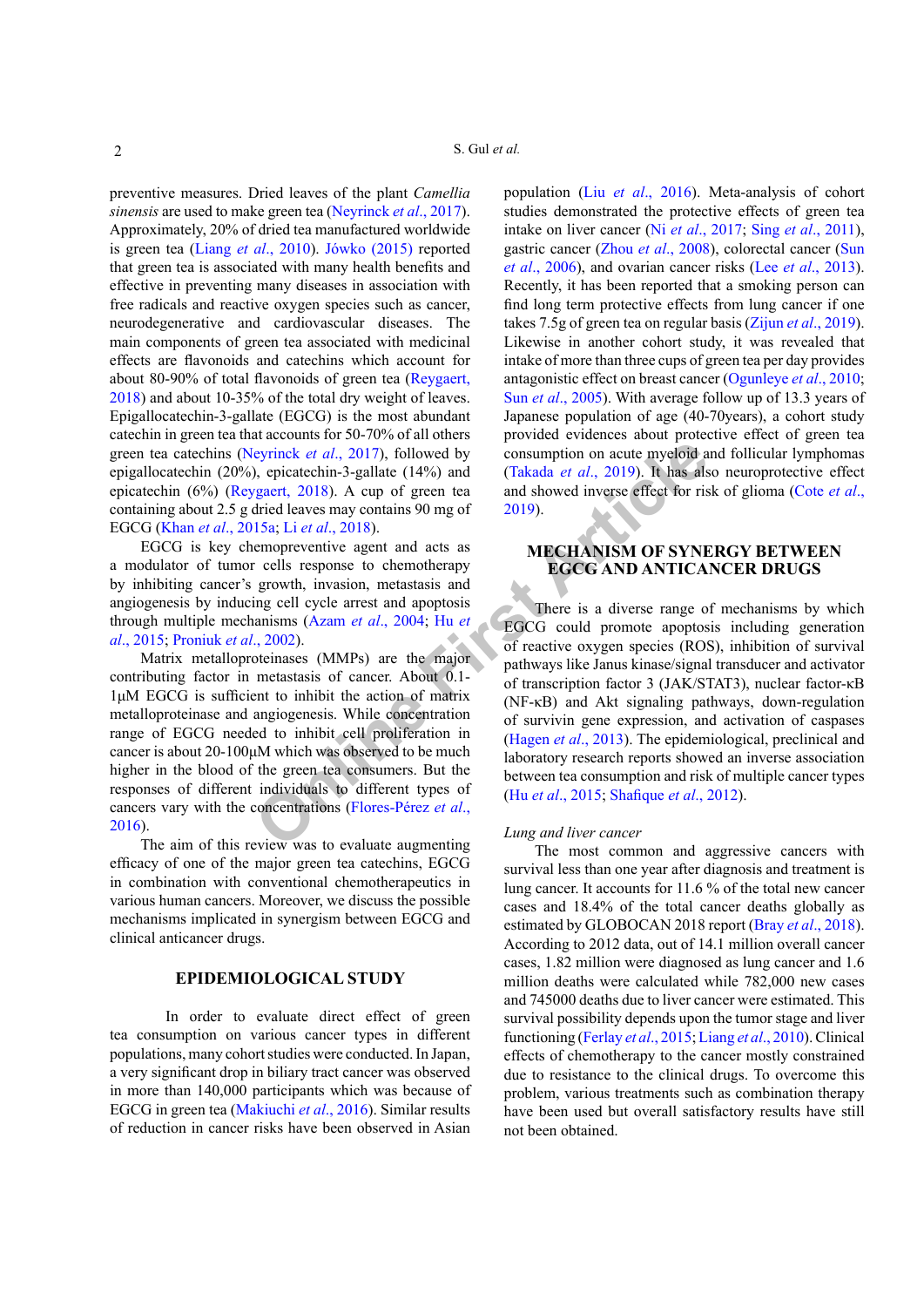preventive measures. Dried leaves of the plant *Camellia sinensis* are used to make green tea (Neyrinck *et al*., 2017). Approximately, 20% of dried tea manufactured worldwide is green tea (Liang *et al*., 2010). Jówko (2015) reported that green tea is associated with many health benefits and effective in preventing many diseases in association with free radicals and reactive oxygen species such as cancer, neurodegenerative and cardiovascular diseases. The main components of green tea associated with medicinal effects are flavonoids and catechins which account for about 80-90% of total flavonoids of green tea (Reygaert, 2018) and about 10-35% of the total dry weight of leaves. Epigallocatechin-3-gallate (EGCG) is the most abundant catechin in green tea that accounts for 50-70% of all others green tea catechins (Neyrinck *et al*., 2017), followed by epigallocatechin (20%), epicatechin-3-gallate (14%) and epicatechin (6%) (Reygaert, 2018). A cup of green tea containing about 2.5 g dried leaves may contains 90 mg of EGCG (Khan *et al*., 2015a; Li *et al*., 2018).

EGCG is key chemopreventive agent and acts as a modulator of tumor cells response to chemotherapy by inhibiting cancer's growth, invasion, metastasis and angiogenesis by inducing cell cycle arrest and apoptosis through multiple mechanisms (Azam *et al*., 2004; Hu *et al*., 2015; Proniuk *et al*., 2002).

Matrix metalloproteinases (MMPs) are the major contributing factor in metastasis of cancer. About 0.1-1μM EGCG is sufficient to inhibit the action of matrix metalloproteinase and angiogenesis. While concentration range of EGCG needed to inhibit cell proliferation in cancer is about 20-100μM which was observed to be much higher in the blood of the green tea consumers. But the responses of different individuals to different types of cancers vary with the concentrations (Flores-Pérez *et al*., 2016).

The aim of this review was to evaluate augmenting efficacy of one of the major green tea catechins, EGCG in combination with conventional chemotherapeutics in various human cancers. Moreover, we discuss the possible mechanisms implicated in synergism between EGCG and clinical anticancer drugs.

## EPIDEMIOLOGICAL STUDY

In order to evaluate direct effect of green tea consumption on various cancer types in different populations, many cohort studies were conducted. In Japan, a very significant drop in biliary tract cancer was observed in more than 140,000 participants which was because of EGCG in green tea (Makiuchi *et al*., 2016). Similar results of reduction in cancer risks have been observed in Asian population (Liu *et al*., 2016). Meta-analysis of cohort studies demonstrated the protective effects of green tea intake on liver cancer (Ni *et al*., 2017; Sing *et al*., 2011), gastric cancer (Zhou *et al*., 2008), colorectal cancer (Sun *et al*., 2006), and ovarian cancer risks (Lee *et al*., 2013). Recently, it has been reported that a smoking person can find long term protective effects from lung cancer if one takes 7.5g of green tea on regular basis (Zijun *et al*., 2019). Likewise in another cohort study, it was revealed that intake of more than three cups of green tea per day provides antagonistic effect on breast cancer (Ogunleye *et al*., 2010; Sun *et al*., 2005). With average follow up of 13.3 years of Japanese population of age (40-70years), a cohort study provided evidences about protective effect of green tea consumption on acute myeloid and follicular lymphomas (Takada *et al*., 2019). It has also neuroprotective effect and showed inverse effect for risk of glioma (Cote *et al*., 2019).

## MECHANISM OF SYNERGY BETWEEN EGCG AND ANTICANCER DRUGS

There is a diverse range of mechanisms by which EGCG could promote apoptosis including generation of reactive oxygen species (ROS), inhibition of survival pathways like Janus kinase/signal transducer and activator of transcription factor 3 (JAK/STAT3), nuclear factor-κB (NF-κB) and Akt signaling pathways, down-regulation of survivin gene expression, and activation of caspases (Hagen *et al*., 2013). The epidemiological, preclinical and laboratory research reports showed an inverse association between tea consumption and risk of multiple cancer types (Hu *et al*., 2015; Shafique *et al*., 2012).

### *Lung and liver cancer*

The most common and aggressive cancers with survival less than one year after diagnosis and treatment is lung cancer. It accounts for 11.6 % of the total new cancer cases and 18.4% of the total cancer deaths globally as estimated by GLOBOCAN 2018 report (Bray *et al*., 2018). According to 2012 data, out of 14.1 million overall cancer cases, 1.82 million were diagnosed as lung cancer and 1.6 million deaths were calculated while 782,000 new cases and 745000 deaths due to liver cancer were estimated. This survival possibility depends upon the tumor stage and liver functioning (Ferlay *et al*., 2015; Liang *et al*., 2010). Clinical effects of chemotherapy to the cancer mostly constrained due to resistance to the clinical drugs. To overcome this problem, various treatments such as combination therapy have been used but overall satisfactory results have still not been obtained.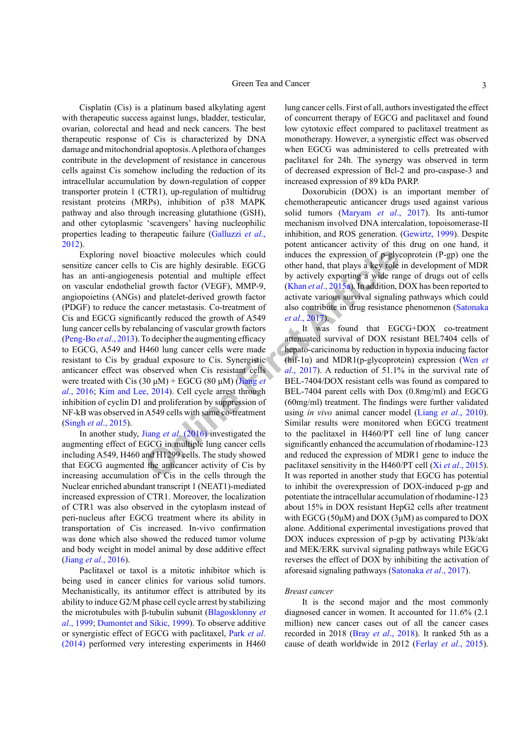Cisplatin (Cis) is a platinum based alkylating agent with therapeutic success against lungs, bladder, testicular, ovarian, colorectal and head and neck cancers. The best therapeutic response of Cis is characterized by DNA damage and mitochondrial apoptosis. A plethora of changes contribute in the development of resistance in cancerous cells against Cis somehow including the reduction of its intracellular accumulation by down-regulation of copper transporter protein 1 (CTR1), up-regulation of multidrug resistant proteins (MRPs), inhibition of p38 MAPK pathway and also through increasing glutathione (GSH), and other cytoplasmic 'scavengers' having nucleophilic properties leading to therapeutic failure (Galluzzi *et al*., 2012).

Exploring novel bioactive molecules which could sensitize cancer cells to Cis are highly desirable. EGCG has an anti-angiogenesis potential and multiple effect on vascular endothelial growth factor (VEGF), MMP-9, angiopoietins (ANGs) and platelet-derived growth factor (PDGF) to reduce the cancer metastasis. Co-treatment of Cis and EGCG significantly reduced the growth of A549 lung cancer cells by rebalancing of vascular growth factors (Peng-Bo *et al*., 2013). To decipher the augmenting efficacy to EGCG, A549 and H460 lung cancer cells were made resistant to Cis by gradual exposure to Cis. Synergistic anticancer effect was observed when Cis resistant cells were treated with Cis (30 μM) + EGCG (80 μM) (Jiang *et al*., 2016; Kim and Lee, 2014). Cell cycle arrest through inhibition of cyclin D1 and proliferation by suppression of NF-kB was observed in A549 cells with same co-treatment (Singh *et al*., 2015).

In another study, Jiang *et al*. (2016) investigated the augmenting effect of EGCG in multiple lung cancer cells including A549, H460 and H1299 cells. The study showed that EGCG augmented the anticancer activity of Cis by increasing accumulation of Cis in the cells through the Nuclear enriched abundant transcript 1 (NEAT1)-mediated increased expression of CTR1. Moreover, the localization of CTR1 was also observed in the cytoplasm instead of peri-nucleus after EGCG treatment where its ability in transportation of Cis increased. In-vivo confirmation was done which also showed the reduced tumor volume and body weight in model animal by dose additive effect (Jiang *et al*., 2016).

Paclitaxel or taxol is a mitotic inhibitor which is being used in cancer clinics for various solid tumors. Mechanistically, its antitumor effect is attributed by its ability to induce G2/M phase cell cycle arrest by stabilizing the microtubules with β-tubulin subunit (Blagosklonny *et al*., 1999; Dumontet and Sikic, 1999). To observe additive or synergistic effect of EGCG with paclitaxel, Park *et al*. (2014) performed very interesting experiments in H460 lung cancer cells. First of all, authors investigated the effect of concurrent therapy of EGCG and paclitaxel and found low cytotoxic effect compared to paclitaxel treatment as monotherapy. However, a synergistic effect was observed when EGCG was administered to cells pretreated with paclitaxel for 24h. The synergy was observed in term of decreased expression of Bcl-2 and pro-caspase-3 and increased expression of 89 kDa PARP.

Doxorubicin (DOX) is an important member of chemotherapeutic anticancer drugs used against various solid tumors (Maryam *et al*., 2017). Its anti-tumor mechanism involved DNA intercalation, topoisomerase-II inhibition, and ROS generation. (Gewirtz, 1999). Despite potent anticancer activity of this drug on one hand, it induces the expression of p-glycoprotein (P-gp) one the other hand, that plays a key role in development of MDR by actively exporting a wide range of drugs out of cells (Khan *et al*., 2015a). In addition, DOX has been reported to activate various survival signaling pathways which could also contribute in drug resistance phenomenon (Satonaka *et al*., 2017).

It was found that EGCG+DOX co-treatment attenuated survival of DOX resistant BEL7404 cells of hepato-caricinoma by reduction in hypoxia inducing factor (hif-1α) and MDR1(p-glycoprotein) expression (Wen *et al*., 2017). A reduction of 51.1% in the survival rate of BEL-7404/DOX resistant cells was found as compared to BEL-7404 parent cells with Dox (0.8mg/ml) and EGCG (60mg/ml) treatment. The findings were further validated using *in vivo* animal cancer model (Liang *et al*., 2010). Similar results were monitored when EGCG treatment to the paclitaxel in H460/PT cell line of lung cancer significantly enhanced the accumulation of rhodamine-123 and reduced the expression of MDR1 gene to induce the paclitaxel sensitivity in the H460/PT cell (Xi *et al*., 2015). It was reported in another study that EGCG has potential to inhibit the overexpression of DOX-induced p-gp and potentiate the intracellular accumulation of rhodamine-123 about 15% in DOX resistant HepG2 cells after treatment with EGCG (50μM) and DOX (3μM) as compared to DOX alone. Additional experimental investigations proved that DOX induces expression of p-gp by activating PI3k/akt and MEK/ERK survival signaling pathways while EGCG reverses the effect of DOX by inhibiting the activation of aforesaid signaling pathways (Satonaka *et al*., 2017).

### *Breast cancer*

It is the second major and the most commonly diagnosed cancer in women. It accounted for 11.6% (2.1 million) new cancer cases out of all the cancer cases recorded in 2018 (Bray *et al*., 2018). It ranked 5th as a cause of death worldwide in 2012 (Ferlay *et al*., 2015).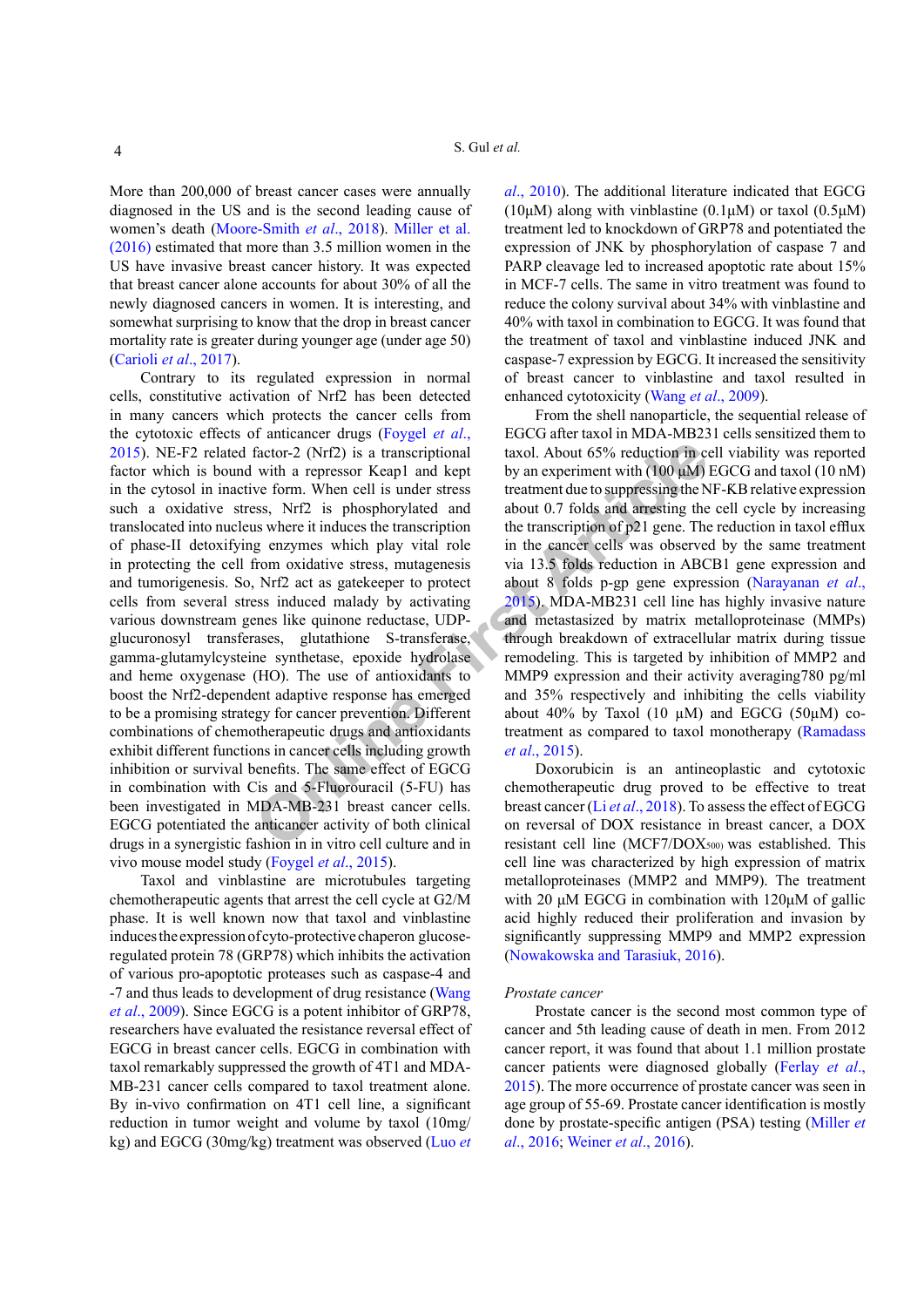More than 200,000 of breast cancer cases were annually diagnosed in the US and is the second leading cause of women's death (Moore-Smith *et al*., 2018). Miller et al. (2016) estimated that more than 3.5 million women in the US have invasive breast cancer history. It was expected that breast cancer alone accounts for about 30% of all the newly diagnosed cancers in women. It is interesting, and somewhat surprising to know that the drop in breast cancer mortality rate is greater during younger age (under age 50) (Carioli *et al*., 2017).

Contrary to its regulated expression in normal cells, constitutive activation of Nrf2 has been detected in many cancers which protects the cancer cells from the cytotoxic effects of anticancer drugs (Foygel *et al*., 2015). NE-F2 related factor-2 (Nrf2) is a transcriptional factor which is bound with a repressor Keap1 and kept in the cytosol in inactive form. When cell is under stress such a oxidative stress, Nrf2 is phosphorylated and translocated into nucleus where it induces the transcription of phase-II detoxifying enzymes which play vital role in protecting the cell from oxidative stress, mutagenesis and tumorigenesis. So, Nrf2 act as gatekeeper to protect cells from several stress induced malady by activating various downstream genes like quinone reductase, UDP-glucuronosyl transferases, glutathione S-transferase, gamma-glutamylcysteine synthetase, epoxide hydrolase and heme oxygenase (HO). The use of antioxidants to boost the Nrf2-dependent adaptive response has emerged to be a promising strategy for cancer prevention. Different combinations of chemotherapeutic drugs and antioxidants exhibit different functions in cancer cells including growth inhibition or survival benefits. The same effect of EGCG in combination with Cis and 5-Fluorouracil (5-FU) has been investigated in MDA-MB-231 breast cancer cells. EGCG potentiated the anticancer activity of both clinical drugs in a synergistic fashion in in vitro cell culture and in vivo mouse model study (Foygel *et al*., 2015).

Taxol and vinblastine are microtubules targeting chemotherapeutic agents that arrest the cell cycle at G2/M phase. It is well known now that taxol and vinblastine induces the expression of cyto-protective chaperon glucose-regulated protein 78 (GRP78) which inhibits the activation of various pro-apoptotic proteases such as caspase-4 and -7 and thus leads to development of drug resistance (Wang *et al*., 2009). Since EGCG is a potent inhibitor of GRP78, researchers have evaluated the resistance reversal effect of EGCG in breast cancer cells. EGCG in combination with taxol remarkably suppressed the growth of 4T1 and MDA-MB-231 cancer cells compared to taxol treatment alone. By in-vivo confirmation on 4T1 cell line, a significant reduction in tumor weight and volume by taxol (10mg/kg) and EGCG (30mg/kg) treatment was observed (Luo *et al*., 2010). The additional literature indicated that EGCG (10µM) along with vinblastine (0.1µM) or taxol (0.5µM) treatment led to knockdown of GRP78 and potentiated the expression of JNK by phosphorylation of caspase 7 and PARP cleavage led to increased apoptotic rate about 15% in MCF-7 cells. The same in vitro treatment was found to reduce the colony survival about 34% with vinblastine and 40% with taxol in combination to EGCG. It was found that the treatment of taxol and vinblastine induced JNK and caspase-7 expression by EGCG. It increased the sensitivity of breast cancer to vinblastine and taxol resulted in enhanced cytotoxicity (Wang *et al*., 2009).

From the shell nanoparticle, the sequential release of EGCG after taxol in MDA-MB231 cells sensitized them to taxol. About 65% reduction in cell viability was reported by an experiment with (100 µM) EGCG and taxol (10 nM) treatment due to suppressing the NF-KB relative expression about 0.7 folds and arresting the cell cycle by increasing the transcription of p21 gene. The reduction in taxol efflux in the cancer cells was observed by the same treatment via 13.5 folds reduction in ABCB1 gene expression and about 8 folds p-gp gene expression (Narayanan *et al*., 2015). MDA-MB231 cell line has highly invasive nature and metastasized by matrix metalloproteinase (MMPs) through breakdown of extracellular matrix during tissue remodeling. This is targeted by inhibition of MMP2 and MMP9 expression and their activity averaging780 pg/ml and 35% respectively and inhibiting the cells viability about 40% by Taxol (10 µM) and EGCG (50µM) co-treatment as compared to taxol monotherapy (Ramadass *et al*., 2015).

Doxorubicin is an antineoplastic and cytotoxic chemotherapeutic drug proved to be effective to treat breast cancer (Li *et al*., 2018). To assess the effect of EGCG on reversal of DOX resistance in breast cancer, a DOX resistant cell line (MCF7/DOX$_{500}$) was established. This cell line was characterized by high expression of matrix metalloproteinases (MMP2 and MMP9). The treatment with 20 µM EGCG in combination with 120µM of gallic acid highly reduced their proliferation and invasion by significantly suppressing MMP9 and MMP2 expression (Nowakowska and Tarasiuk, 2016).

*Prostate cancer*

Prostate cancer is the second most common type of cancer and 5th leading cause of death in men. From 2012 cancer report, it was found that about 1.1 million prostate cancer patients were diagnosed globally (Ferlay *et al*., 2015). The more occurrence of prostate cancer was seen in age group of 55-69. Prostate cancer identification is mostly done by prostate-specific antigen (PSA) testing (Miller *et al*., 2016; Weiner *et al*., 2016).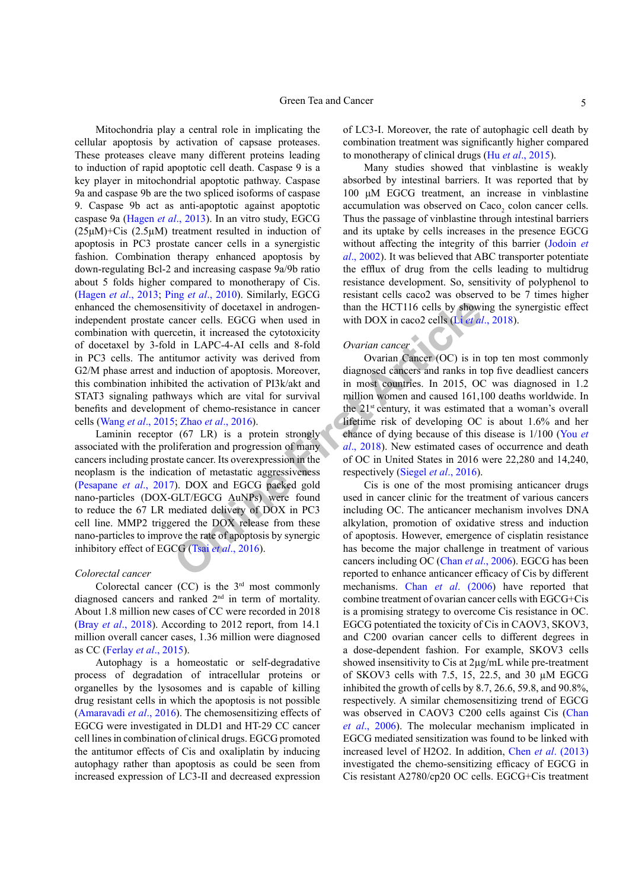Mitochondria play a central role in implicating the cellular apoptosis by activation of capsase proteases. These proteases cleave many different proteins leading to induction of rapid apoptotic cell death. Caspase 9 is a key player in mitochondrial apoptotic pathway. Caspase 9a and caspase 9b are the two spliced isoforms of caspase 9. Caspase 9b act as anti-apoptotic against apoptotic caspase 9a (Hagen *et al*., 2013). In an vitro study, EGCG (25µM)+Cis (2.5µM) treatment resulted in induction of apoptosis in PC3 prostate cancer cells in a synergistic fashion. Combination therapy enhanced apoptosis by down-regulating Bcl-2 and increasing caspase 9a/9b ratio about 5 folds higher compared to monotherapy of Cis. (Hagen *et al*., 2013; Ping *et al*., 2010). Similarly, EGCG enhanced the chemosensitivity of docetaxel in androgen-independent prostate cancer cells. EGCG when used in combination with quercetin, it increased the cytotoxicity of docetaxel by 3-fold in LAPC-4-AI cells and 8-fold in PC3 cells. The antitumor activity was derived from G2/M phase arrest and induction of apoptosis. Moreover, this combination inhibited the activation of PI3k/akt and STAT3 signaling pathways which are vital for survival benefits and development of chemo-resistance in cancer cells (Wang *et al*., 2015; Zhao *et al*., 2016).

Laminin receptor (67 LR) is a protein strongly associated with the proliferation and progression of many cancers including prostate cancer. Its overexpression in the neoplasm is the indication of metastatic aggressiveness (Pesapane *et al*., 2017). DOX and EGCG packed gold nano-particles (DOX-GLT/EGCG AuNPs) were found to reduce the 67 LR mediated delivery of DOX in PC3 cell line. MMP2 triggered the DOX release from these nano-particles to improve the rate of apoptosis by synergic inhibitory effect of EGCG (Tsai *et al*., 2016).

*Colorectal cancer*

Colorectal cancer (CC) is the 3rd most commonly diagnosed cancers and ranked 2nd in term of mortality. About 1.8 million new cases of CC were recorded in 2018 (Bray *et al*., 2018). According to 2012 report, from 14.1 million overall cancer cases, 1.36 million were diagnosed as CC (Ferlay *et al*., 2015).

Autophagy is a homeostatic or self-degradative process of degradation of intracellular proteins or organelles by the lysosomes and is capable of killing drug resistant cells in which the apoptosis is not possible (Amaravadi *et al*., 2016). The chemosensitizing effects of EGCG were investigated in DLD1 and HT-29 CC cancer cell lines in combination of clinical drugs. EGCG promoted the antitumor effects of Cis and oxaliplatin by inducing autophagy rather than apoptosis as could be seen from increased expression of LC3-II and decreased expression of LC3-I. Moreover, the rate of autophagic cell death by combination treatment was significantly higher compared to monotherapy of clinical drugs (Hu *et al*., 2015).

Many studies showed that vinblastine is weakly absorbed by intestinal barriers. It was reported that by 100 µM EGCG treatment, an increase in vinblastine accumulation was observed on $Caco_2$ colon cancer cells. Thus the passage of vinblastine through intestinal barriers and its uptake by cells increases in the presence EGCG without affecting the integrity of this barrier (Jodoin *et al*., 2002). It was believed that ABC transporter potentiate the efflux of drug from the cells leading to multidrug resistance development. So, sensitivity of polyphenol to resistant cells caco2 was observed to be 7 times higher than the HCT116 cells by showing the synergistic effect with DOX in caco2 cells (Li *et al*., 2018).

*Ovarian cancer*

Ovarian Cancer (OC) is in top ten most commonly diagnosed cancers and ranks in top five deadliest cancers in most countries. In 2015, OC was diagnosed in 1.2 million women and caused 161,100 deaths worldwide. In the 21st century, it was estimated that a woman's overall lifetime risk of developing OC is about 1.6% and her chance of dying because of this disease is 1/100 (You *et al*., 2018). New estimated cases of occurrence and death of OC in United States in 2016 were 22,280 and 14,240, respectively (Siegel *et al*., 2016).

Cis is one of the most promising anticancer drugs used in cancer clinic for the treatment of various cancers including OC. The anticancer mechanism involves DNA alkylation, promotion of oxidative stress and induction of apoptosis. However, emergence of cisplatin resistance has become the major challenge in treatment of various cancers including OC (Chan *et al*., 2006). EGCG has been reported to enhance anticancer efficacy of Cis by different mechanisms. Chan *et al*. (2006) have reported that combine treatment of ovarian cancer cells with EGCG+Cis is a promising strategy to overcome Cis resistance in OC. EGCG potentiated the toxicity of Cis in CAOV3, SKOV3, and C200 ovarian cancer cells to different degrees in a dose-dependent fashion. For example, SKOV3 cells showed insensitivity to Cis at 2µg/mL while pre-treatment of SKOV3 cells with 7.5, 15, 22.5, and 30 µM EGCG inhibited the growth of cells by 8.7, 26.6, 59.8, and 90.8%, respectively. A similar chemosensitizing trend of EGCG was observed in CAOV3 C200 cells against Cis (Chan *et al*., 2006). The molecular mechanism implicated in EGCG mediated sensitization was found to be linked with increased level of H2O2. In addition, Chen *et al*. (2013) investigated the chemo-sensitizing efficacy of EGCG in Cis resistant A2780/cp20 OC cells. EGCG+Cis treatment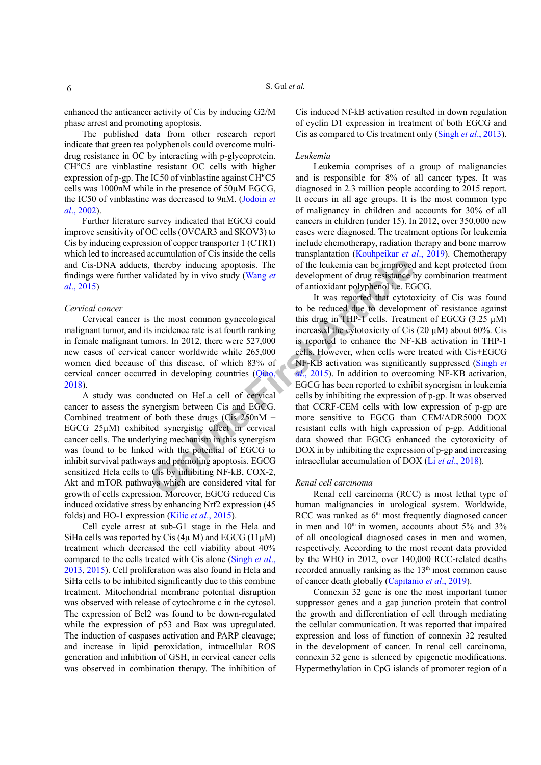enhanced the anticancer activity of Cis by inducing G2/M phase arrest and promoting apoptosis.

The published data from other research report indicate that green tea polyphenols could overcome multi-drug resistance in OC by interacting with p-glycoprotein. CH$^{R}$C5 are vinblastine resistant OC cells with higher expression of p-gp. The IC50 of vinblastine against CH$^{R}$C5 cells was 1000nM while in the presence of 50μM EGCG, the IC50 of vinblastine was decreased to 9nM. (Jodoin *et al*., 2002).

Further literature survey indicated that EGCG could improve sensitivity of OC cells (OVCAR3 and SKOV3) to Cis by inducing expression of copper transporter 1 (CTR1) which led to increased accumulation of Cis inside the cells and Cis-DNA adducts, thereby inducing apoptosis. The findings were further validated by in vivo study (Wang *et al*., 2015)

*Cervical cancer*

Cervical cancer is the most common gynecological malignant tumor, and its incidence rate is at fourth ranking in female malignant tumors. In 2012, there were 527,000 new cases of cervical cancer worldwide while 265,000 women died because of this disease, of which 83% of cervical cancer occurred in developing countries (Qiao, 2018).

A study was conducted on HeLa cell of cervical cancer to assess the synergism between Cis and EGCG. Combined treatment of both these drugs (Cis 250nM + EGCG 25μM) exhibited synergistic effect in cervical cancer cells. The underlying mechanism in this synergism was found to be linked with the potential of EGCG to inhibit survival pathways and promoting apoptosis. EGCG sensitized Hela cells to Cis by inhibiting NF-kB, COX-2, Akt and mTOR pathways which are considered vital for growth of cells expression. Moreover, EGCG reduced Cis induced oxidative stress by enhancing Nrf2 expression (45 folds) and HO-1 expression (Kilic *et al*., 2015).

Cell cycle arrest at sub-G1 stage in the Hela and SiHa cells was reported by Cis (4μ M) and EGCG (11μM) treatment which decreased the cell viability about 40% compared to the cells treated with Cis alone (Singh *et al*., 2013, 2015). Cell proliferation was also found in Hela and SiHa cells to be inhibited significantly due to this combine treatment. Mitochondrial membrane potential disruption was observed with release of cytochrome c in the cytosol. The expression of Bcl2 was found to be down-regulated while the expression of p53 and Bax was upregulated. The induction of caspases activation and PARP cleavage; and increase in lipid peroxidation, intracellular ROS generation and inhibition of GSH, in cervical cancer cells was observed in combination therapy. The inhibition of Cis induced Nf-kB activation resulted in down regulation of cyclin D1 expression in treatment of both EGCG and Cis as compared to Cis treatment only (Singh *et al*., 2013).

*Leukemia*

Leukemia comprises of a group of malignancies and is responsible for 8% of all cancer types. It was diagnosed in 2.3 million people according to 2015 report. It occurs in all age groups. It is the most common type of malignancy in children and accounts for 30% of all cancers in children (under 15). In 2012, over 350,000 new cases were diagnosed. The treatment options for leukemia include chemotherapy, radiation therapy and bone marrow transplantation (Kouhpeikar *et al*., 2019). Chemotherapy of the leukemia can be improved and kept protected from development of drug resistance by combination treatment of antioxidant polyphenol i.e. EGCG.

It was reported that cytotoxicity of Cis was found to be reduced due to development of resistance against this drug in THP-1 cells. Treatment of EGCG (3.25 μM) increased the cytotoxicity of Cis (20 μM) about 60%. Cis is reported to enhance the NF-KB activation in THP-1 cells. However, when cells were treated with Cis+EGCG NF-KB activation was significantly suppressed (Singh *et al*., 2015). In addition to overcoming NF-KB activation, EGCG has been reported to exhibit synergism in leukemia cells by inhibiting the expression of p-gp. It was observed that CCRF-CEM cells with low expression of p-gp are more sensitive to EGCG than CEM/ADR5000 DOX resistant cells with high expression of p-gp. Additional data showed that EGCG enhanced the cytotoxicity of DOX in by inhibiting the expression of p-gp and increasing intracellular accumulation of DOX (Li *et al*., 2018).

*Renal cell carcinoma*

Renal cell carcinoma (RCC) is most lethal type of human malignancies in urological system. Worldwide, RCC was ranked as 6$^{th}$ most frequently diagnosed cancer in men and 10$^{th}$ in women, accounts about 5% and 3% of all oncological diagnosed cases in men and women, respectively. According to the most recent data provided by the WHO in 2012, over 140,000 RCC-related deaths recorded annually ranking as the 13$^{th}$ most common cause of cancer death globally (Capitanio *et al*., 2019).

Connexin 32 gene is one the most important tumor suppressor genes and a gap junction protein that control the growth and differentiation of cell through mediating the cellular communication. It was reported that impaired expression and loss of function of connexin 32 resulted in the development of cancer. In renal cell carcinoma, connexin 32 gene is silenced by epigenetic modifications. Hypermethylation in CpG islands of promoter region of a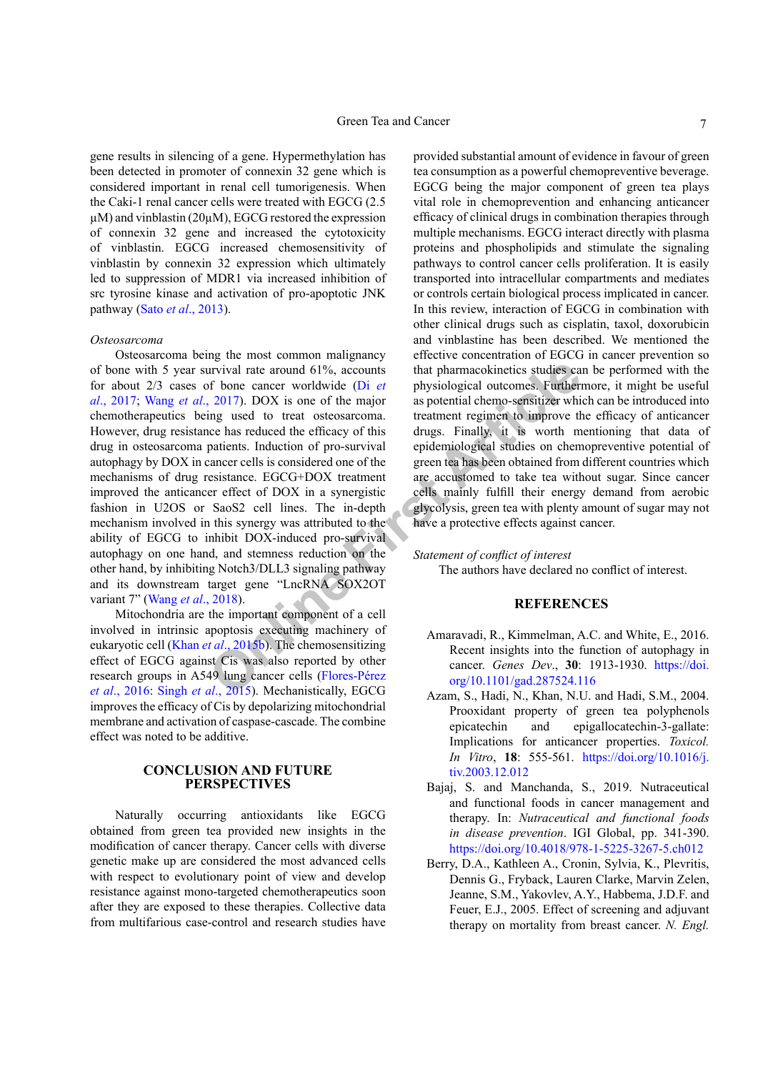gene results in silencing of a gene. Hypermethylation has been detected in promoter of connexin 32 gene which is considered important in renal cell tumorigenesis. When the Caki-1 renal cancer cells were treated with EGCG (2.5 µM) and vinblastin (20µM), EGCG restored the expression of connexin 32 gene and increased the cytotoxicity of vinblastin. EGCG increased chemosensitivity of vinblastin by connexin 32 expression which ultimately led to suppression of MDR1 via increased inhibition of src tyrosine kinase and activation of pro-apoptotic JNK pathway (Sato *et al*., 2013).

*Osteosarcoma*

Osteosarcoma being the most common malignancy of bone with 5 year survival rate around 61%, accounts for about 2/3 cases of bone cancer worldwide (Di *et al*., 2017; Wang *et al*., 2017). DOX is one of the major chemotherapeutics being used to treat osteosarcoma. However, drug resistance has reduced the efficacy of this drug in osteosarcoma patients. Induction of pro-survival autophagy by DOX in cancer cells is considered one of the mechanisms of drug resistance. EGCG+DOX treatment improved the anticancer effect of DOX in a synergistic fashion in U2OS or SaoS2 cell lines. The in-depth mechanism involved in this synergy was attributed to the ability of EGCG to inhibit DOX-induced pro-survival autophagy on one hand, and stemness reduction on the other hand, by inhibiting Notch3/DLL3 signaling pathway and its downstream target gene "LncRNA SOX2OT variant 7" (Wang *et al*., 2018).

Mitochondria are the important component of a cell involved in intrinsic apoptosis executing machinery of eukaryotic cell (Khan *et al*., 2015b). The chemosensitizing effect of EGCG against Cis was also reported by other research groups in A549 lung cancer cells (Flores-Pérez *et al*., 2016; Singh *et al*., 2015). Mechanistically, EGCG improves the efficacy of Cis by depolarizing mitochondrial membrane and activation of caspase-cascade. The combine effect was noted to be additive.

## CONCLUSION AND FUTURE PERSPECTIVES

Naturally occurring antioxidants like EGCG obtained from green tea provided new insights in the modification of cancer therapy. Cancer cells with diverse genetic make up are considered the most advanced cells with respect to evolutionary point of view and develop resistance against mono-targeted chemotherapeutics soon after they are exposed to these therapies. Collective data from multifarious case-control and research studies have provided substantial amount of evidence in favour of green tea consumption as a powerful chemopreventive beverage. EGCG being the major component of green tea plays vital role in chemoprevention and enhancing anticancer efficacy of clinical drugs in combination therapies through multiple mechanisms. EGCG interact directly with plasma proteins and phospholipids and stimulate the signaling pathways to control cancer cells proliferation. It is easily transported into intracellular compartments and mediates or controls certain biological process implicated in cancer. In this review, interaction of EGCG in combination with other clinical drugs such as cisplatin, taxol, doxorubicin and vinblastine has been described. We mentioned the effective concentration of EGCG in cancer prevention so that pharmacokinetics studies can be performed with the physiological outcomes. Furthermore, it might be useful as potential chemo-sensitizer which can be introduced into treatment regimen to improve the efficacy of anticancer drugs. Finally, it is worth mentioning that data of epidemiological studies on chemopreventive potential of green tea has been obtained from different countries which are accustomed to take tea without sugar. Since cancer cells mainly fulfill their energy demand from aerobic glycolysis, green tea with plenty amount of sugar may not have a protective effects against cancer.

*Statement of conflict of interest*

The authors have declared no conflict of interest.

## REFERENCES

Amaravadi, R., Kimmelman, A.C. and White, E., 2016. Recent insights into the function of autophagy in cancer. *Genes Dev*., **30**: 1913-1930. https://doi.org/10.1101/gad.287524.116

Azam, S., Hadi, N., Khan, N.U. and Hadi, S.M., 2004. Prooxidant property of green tea polyphenols epicatechin and epigallocatechin-3-gallate: Implications for anticancer properties. *Toxicol. In Vitro*, **18**: 555-561. https://doi.org/10.1016/j.tiv.2003.12.012

Bajaj, S. and Manchanda, S., 2019. Nutraceutical and functional foods in cancer management and therapy. In: *Nutraceutical and functional foods in disease prevention*. IGI Global, pp. 341-390. https://doi.org/10.4018/978-1-5225-3267-5.ch012

Berry, D.A., Kathleen A., Cronin, Sylvia, K., Plevritis, Dennis G., Fryback, Lauren Clarke, Marvin Zelen, Jeanne, S.M., Yakovlev, A.Y., Habbema, J.D.F. and Feuer, E.J., 2005. Effect of screening and adjuvant therapy on mortality from breast cancer. *N. Engl.*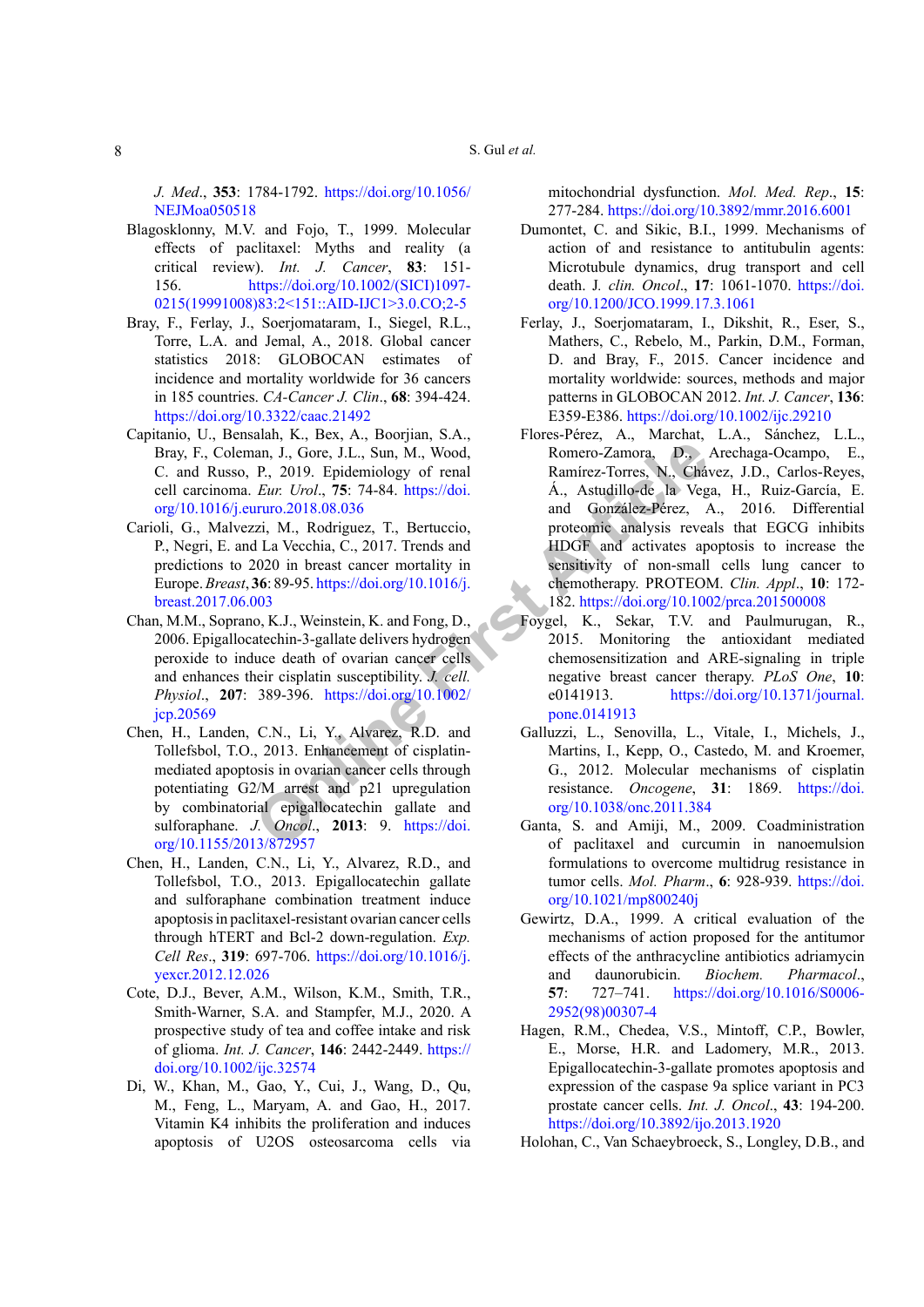*J. Med.*, **353**: 1784-1792. https://doi.org/10.1056/NEJMoa050518

Blagosklonny, M.V. and Fojo, T., 1999. Molecular effects of paclitaxel: Myths and reality (a critical review). *Int. J. Cancer*, **83**: 151-156. https://doi.org/10.1002/(SICI)1097-0215(19991008)83:2<151::AID-IJC1>3.0.CO;2-5

Bray, F., Ferlay, J., Soerjomataram, I., Siegel, R.L., Torre, L.A. and Jemal, A., 2018. Global cancer statistics 2018: GLOBOCAN estimates of incidence and mortality worldwide for 36 cancers in 185 countries. *CA-Cancer J. Clin.*, **68**: 394-424. https://doi.org/10.3322/caac.21492

Capitanio, U., Bensalah, K., Bex, A., Boorjian, S.A., Bray, F., Coleman, J., Gore, J.L., Sun, M., Wood, C. and Russo, P., 2019. Epidemiology of renal cell carcinoma. *Eur. Urol.*, **75**: 74-84. https://doi.org/10.1016/j.eururo.2018.08.036

Carioli, G., Malvezzi, M., Rodriguez, T., Bertuccio, P., Negri, E. and La Vecchia, C., 2017. Trends and predictions to 2020 in breast cancer mortality in Europe. *Breast*, **36**: 89-95. https://doi.org/10.1016/j.breast.2017.06.003

Chan, M.M., Soprano, K.J., Weinstein, K. and Fong, D., 2006. Epigallocatechin-3-gallate delivers hydrogen peroxide to induce death of ovarian cancer cells and enhances their cisplatin susceptibility. *J. cell. Physiol.*, **207**: 389-396. https://doi.org/10.1002/jcp.20569

Chen, H., Landen, C.N., Li, Y., Alvarez, R.D. and Tollefsbol, T.O., 2013. Enhancement of cisplatin-mediated apoptosis in ovarian cancer cells through potentiating G2/M arrest and p21 upregulation by combinatorial epigallocatechin gallate and sulforaphane. *J. Oncol.*, **2013**: 9. https://doi.org/10.1155/2013/872957

Chen, H., Landen, C.N., Li, Y., Alvarez, R.D., and Tollefsbol, T.O., 2013. Epigallocatechin gallate and sulforaphane combination treatment induce apoptosis in paclitaxel-resistant ovarian cancer cells through hTERT and Bcl-2 down-regulation. *Exp. Cell Res.*, **319**: 697-706. https://doi.org/10.1016/j.yexcr.2012.12.026

Cote, D.J., Bever, A.M., Wilson, K.M., Smith, T.R., Smith-Warner, S.A. and Stampfer, M.J., 2020. A prospective study of tea and coffee intake and risk of glioma. *Int. J. Cancer*, **146**: 2442-2449. https://doi.org/10.1002/ijc.32574

Di, W., Khan, M., Gao, Y., Cui, J., Wang, D., Qu, M., Feng, L., Maryam, A. and Gao, H., 2017. Vitamin K4 inhibits the proliferation and induces apoptosis of U2OS osteosarcoma cells via mitochondrial dysfunction. *Mol. Med. Rep.*, **15**: 277-284. https://doi.org/10.3892/mmr.2016.6001

Dumontet, C. and Sikic, B.I., 1999. Mechanisms of action and resistance to antitubulin agents: Microtubule dynamics, drug transport and cell death. *J. clin. Oncol.*, **17**: 1061-1070. https://doi.org/10.1200/JCO.1999.17.3.1061

Ferlay, J., Soerjomataram, I., Dikshit, R., Eser, S., Mathers, C., Rebelo, M., Parkin, D.M., Forman, D. and Bray, F., 2015. Cancer incidence and mortality worldwide: sources, methods and major patterns in GLOBOCAN 2012. *Int. J. Cancer*, **136**: E359-E386. https://doi.org/10.1002/ijc.29210

Flores-Pérez, A., Marchat, L.A., Sánchez, L.L., Romero-Zamora, D., Arechaga-Ocampo, E., Ramírez-Torres, N., Chávez, J.D., Carlos-Reyes, Á., Astudillo-de la Vega, H., Ruiz-García, E. and González-Pérez, A., 2016. Differential proteomic analysis reveals that EGCG inhibits HDGF and activates apoptosis to increase the sensitivity of non-small cells lung cancer to chemotherapy. PROTEOM. *Clin. Appl.*, **10**: 172-182. https://doi.org/10.1002/prca.201500008

Foygel, K., Sekar, T.V. and Paulmurugan, R., 2015. Monitoring the antioxidant mediated chemosensitization and ARE-signaling in triple negative breast cancer therapy. *PLoS One*, **10**: e0141913. https://doi.org/10.1371/journal.pone.0141913

Galluzzi, L., Senovilla, L., Vitale, I., Michels, J., Martins, I., Kepp, O., Castedo, M. and Kroemer, G., 2012. Molecular mechanisms of cisplatin resistance. *Oncogene*, **31**: 1869. https://doi.org/10.1038/onc.2011.384

Ganta, S. and Amiji, M., 2009. Coadministration of paclitaxel and curcumin in nanoemulsion formulations to overcome multidrug resistance in tumor cells. *Mol. Pharm.*, **6**: 928-939. https://doi.org/10.1021/mp800240j

Gewirtz, D.A., 1999. A critical evaluation of the mechanisms of action proposed for the antitumor effects of the anthracycline antibiotics adriamycin and daunorubicin. *Biochem. Pharmacol.*, **57**: 727–741. https://doi.org/10.1016/S0006-2952(98)00307-4

Hagen, R.M., Chedea, V.S., Mintoff, C.P., Bowler, E., Morse, H.R. and Ladomery, M.R., 2013. Epigallocatechin-3-gallate promotes apoptosis and expression of the caspase 9a splice variant in PC3 prostate cancer cells. *Int. J. Oncol.*, **43**: 194-200. https://doi.org/10.3892/ijo.2013.1920

Holohan, C., Van Schaeybroeck, S., Longley, D.B., and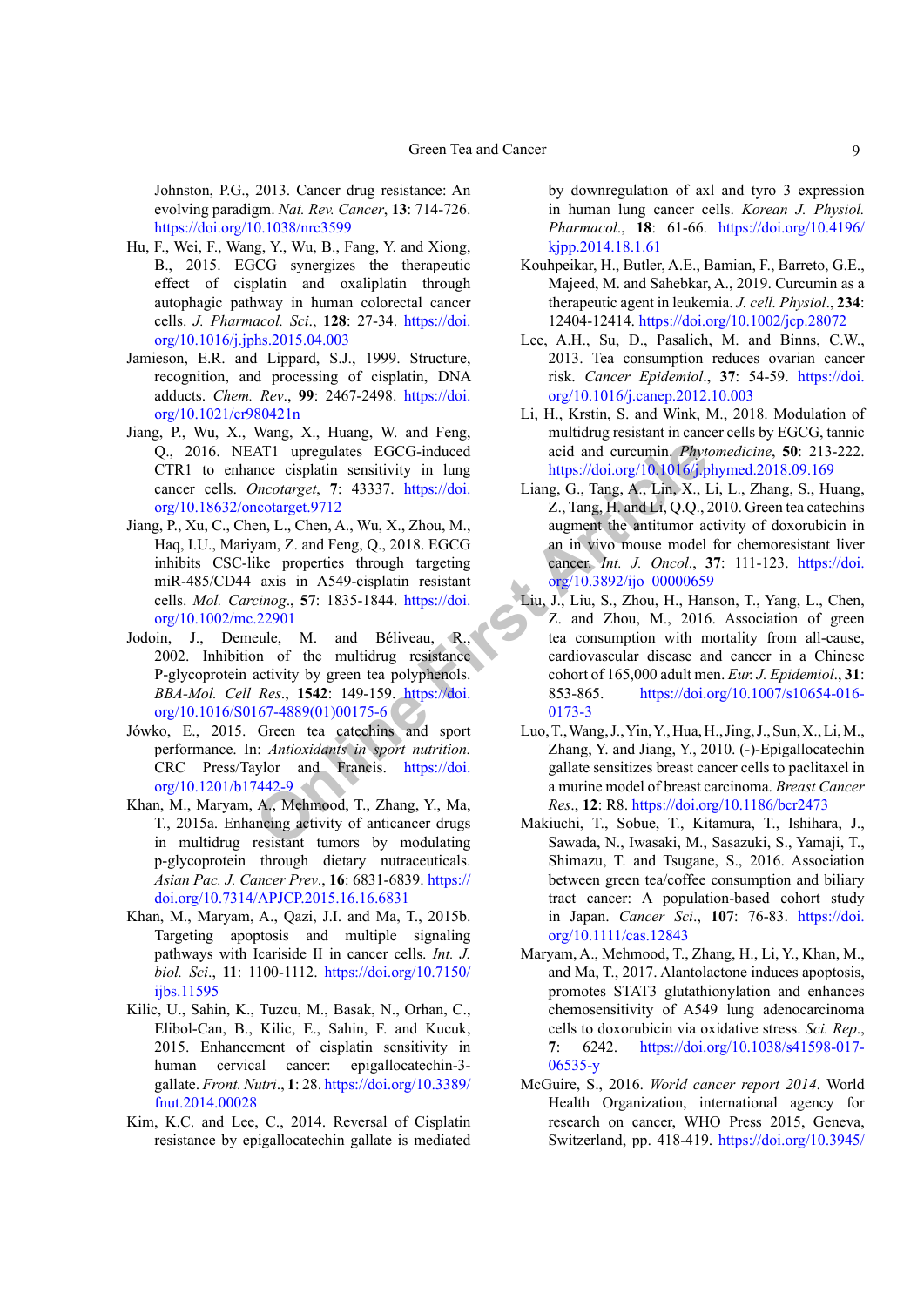Johnston, P.G., 2013. Cancer drug resistance: An evolving paradigm. *Nat. Rev. Cancer*, **13**: 714-726. https://doi.org/10.1038/nrc3599

Hu, F., Wei, F., Wang, Y., Wu, B., Fang, Y. and Xiong, B., 2015. EGCG synergizes the therapeutic effect of cisplatin and oxaliplatin through autophagic pathway in human colorectal cancer cells. *J. Pharmacol. Sci*., **128**: 27-34. https://doi.org/10.1016/j.jphs.2015.04.003

Jamieson, E.R. and Lippard, S.J., 1999. Structure, recognition, and processing of cisplatin, DNA adducts. *Chem. Rev*., **99**: 2467-2498. https://doi.org/10.1021/cr980421n

Jiang, P., Wu, X., Wang, X., Huang, W. and Feng, Q., 2016. NEAT1 upregulates EGCG-induced CTR1 to enhance cisplatin sensitivity in lung cancer cells. *Oncotarget*, **7**: 43337. https://doi.org/10.18632/oncotarget.9712

Jiang, P., Xu, C., Chen, L., Chen, A., Wu, X., Zhou, M., Haq, I.U., Mariyam, Z. and Feng, Q., 2018. EGCG inhibits CSC-like properties through targeting miR-485/CD44 axis in A549-cisplatin resistant cells. *Mol. Carcinog*., **57**: 1835-1844. https://doi.org/10.1002/mc.22901

Jodoin, J., Demeule, M. and Béliveau, R., 2002. Inhibition of the multidrug resistance P-glycoprotein activity by green tea polyphenols. *BBA-Mol. Cell Res*., **1542**: 149-159. https://doi.org/10.1016/S0167-4889(01)00175-6

Jówko, E., 2015. Green tea catechins and sport performance. In: *Antioxidants in sport nutrition.* CRC Press/Taylor and Francis. https://doi.org/10.1201/b17442-9

Khan, M., Maryam, A., Mehmood, T., Zhang, Y., Ma, T., 2015a. Enhancing activity of anticancer drugs in multidrug resistant tumors by modulating p-glycoprotein through dietary nutraceuticals. *Asian Pac. J. Cancer Prev*., **16**: 6831-6839. https://doi.org/10.7314/APJCP.2015.16.16.6831

Khan, M., Maryam, A., Qazi, J.I. and Ma, T., 2015b. Targeting apoptosis and multiple signaling pathways with Icariside II in cancer cells. *Int. J. biol. Sci*., **11**: 1100-1112. https://doi.org/10.7150/ijbs.11595

Kilic, U., Sahin, K., Tuzcu, M., Basak, N., Orhan, C., Elibol-Can, B., Kilic, E., Sahin, F. and Kucuk, 2015. Enhancement of cisplatin sensitivity in human cervical cancer: epigallocatechin-3-gallate. *Front. Nutri*., **1**: 28. https://doi.org/10.3389/fnut.2014.00028

Kim, K.C. and Lee, C., 2014. Reversal of Cisplatin resistance by epigallocatechin gallate is mediated by downregulation of axl and tyro 3 expression in human lung cancer cells. *Korean J. Physiol. Pharmacol*., **18**: 61-66. https://doi.org/10.4196/kjpp.2014.18.1.61

Kouhpeikar, H., Butler, A.E., Bamian, F., Barreto, G.E., Majeed, M. and Sahebkar, A., 2019. Curcumin as a therapeutic agent in leukemia. *J. cell. Physiol*., **234**: 12404-12414. https://doi.org/10.1002/jcp.28072

Lee, A.H., Su, D., Pasalich, M. and Binns, C.W., 2013. Tea consumption reduces ovarian cancer risk. *Cancer Epidemiol*., **37**: 54-59. https://doi.org/10.1016/j.canep.2012.10.003

Li, H., Krstin, S. and Wink, M., 2018. Modulation of multidrug resistant in cancer cells by EGCG, tannic acid and curcumin. *Phytomedicine*, **50**: 213-222. https://doi.org/10.1016/j.phymed.2018.09.169

Liang, G., Tang, A., Lin, X., Li, L., Zhang, S., Huang, Z., Tang, H. and Li, Q.Q., 2010. Green tea catechins augment the antitumor activity of doxorubicin in an in vivo mouse model for chemoresistant liver cancer. *Int. J. Oncol*., **37**: 111-123. https://doi.org/10.3892/ijo_00000659

Liu, J., Liu, S., Zhou, H., Hanson, T., Yang, L., Chen, Z. and Zhou, M., 2016. Association of green tea consumption with mortality from all-cause, cardiovascular disease and cancer in a Chinese cohort of 165,000 adult men. *Eur. J. Epidemiol*., **31**: 853-865. https://doi.org/10.1007/s10654-016-0173-3

Luo, T., Wang, J., Yin, Y., Hua, H., Jing, J., Sun, X., Li, M., Zhang, Y. and Jiang, Y., 2010. (-)-Epigallocatechin gallate sensitizes breast cancer cells to paclitaxel in a murine model of breast carcinoma. *Breast Cancer Res*., **12**: R8. https://doi.org/10.1186/bcr2473

Makiuchi, T., Sobue, T., Kitamura, T., Ishihara, J., Sawada, N., Iwasaki, M., Sasazuki, S., Yamaji, T., Shimazu, T. and Tsugane, S., 2016. Association between green tea/coffee consumption and biliary tract cancer: A population-based cohort study in Japan. *Cancer Sci*., **107**: 76-83. https://doi.org/10.1111/cas.12843

Maryam, A., Mehmood, T., Zhang, H., Li, Y., Khan, M., and Ma, T., 2017. Alantolactone induces apoptosis, promotes STAT3 glutathionylation and enhances chemosensitivity of A549 lung adenocarcinoma cells to doxorubicin via oxidative stress. *Sci. Rep*., **7**: 6242. https://doi.org/10.1038/s41598-017-06535-y

McGuire, S., 2016. *World cancer report 2014*. World Health Organization, international agency for research on cancer, WHO Press 2015, Geneva, Switzerland, pp. 418-419. https://doi.org/10.3945/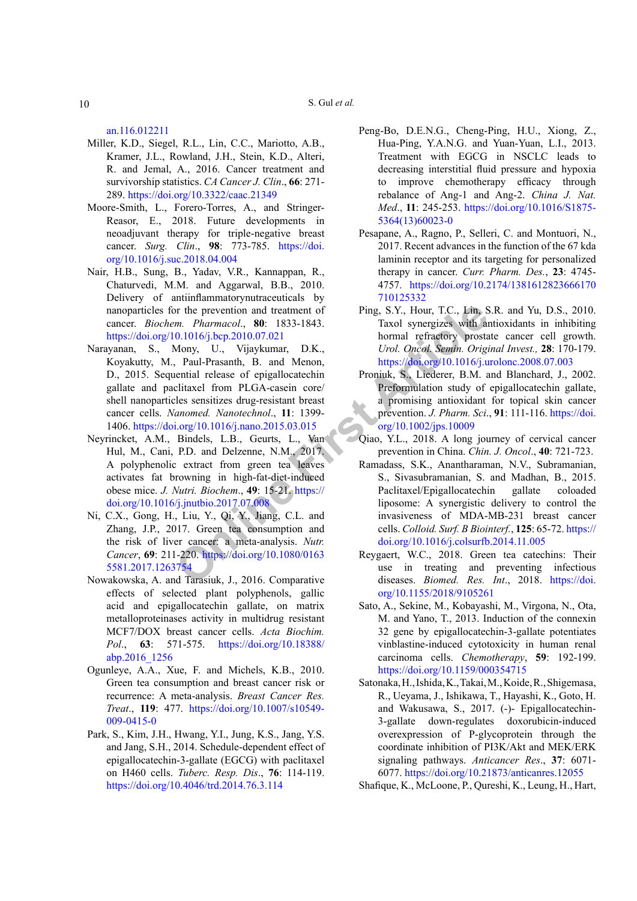an.116.012211

Miller, K.D., Siegel, R.L., Lin, C.C., Mariotto, A.B., Kramer, J.L., Rowland, J.H., Stein, K.D., Alteri, R. and Jemal, A., 2016. Cancer treatment and survivorship statistics. *CA Cancer J. Clin*., **66**: 271-289. https://doi.org/10.3322/caac.21349

Moore-Smith, L., Forero-Torres, A., and Stringer-Reasor, E., 2018. Future developments in neoadjuvant therapy for triple-negative breast cancer. *Surg. Clin*., **98**: 773-785. https://doi.org/10.1016/j.suc.2018.04.004

Nair, H.B., Sung, B., Yadav, V.R., Kannappan, R., Chaturvedi, M.M. and Aggarwal, B.B., 2010. Delivery of antiinflammatorynutraceuticals by nanoparticles for the prevention and treatment of cancer. *Biochem. Pharmacol*., **80**: 1833-1843. https://doi.org/10.1016/j.bcp.2010.07.021

Narayanan, S., Mony, U., Vijaykumar, D.K., Koyakutty, M., Paul-Prasanth, B. and Menon, D., 2015. Sequential release of epigallocatechin gallate and paclitaxel from PLGA-casein core/shell nanoparticles sensitizes drug-resistant breast cancer cells. *Nanomed. Nanotechnol*., **11**: 1399-1406. https://doi.org/10.1016/j.nano.2015.03.015

Neyrinckt, A.M., Bindels, L.B., Geurts, L., Van Hul, M., Cani, P.D. and Delzenne, N.M., 2017. A polyphenolic extract from green tea leaves activates fat browning in high-fat-diet-induced obese mice. *J. Nutri. Biochem*., **49**: 15-21. https://doi.org/10.1016/j.jnutbio.2017.07.008

Ni, C.X., Gong, H., Liu, Y., Qi, Y., Jiang, C.L. and Zhang, J.P., 2017. Green tea consumption and the risk of liver cancer: a meta-analysis. *Nutr. Cancer*, **69**: 211-220. https://doi.org/10.1080/01635581.2017.1263754

Nowakowska, A. and Tarasiuk, J., 2016. Comparative effects of selected plant polyphenols, gallic acid and epigallocatechin gallate, on matrix metalloproteinases activity in multidrug resistant MCF7/DOX breast cancer cells. *Acta Biochim. Pol*., **63**: 571-575. https://doi.org/10.18388/abp.2016_1256

Ogunleye, A.A., Xue, F. and Michels, K.B., 2010. Green tea consumption and breast cancer risk or recurrence: A meta-analysis. *Breast Cancer Res. Treat*., **119**: 477. https://doi.org/10.1007/s10549-009-0415-0

Park, S., Kim, J.H., Hwang, Y.I., Jung, K.S., Jang, Y.S. and Jang, S.H., 2014. Schedule-dependent effect of epigallocatechin-3-gallate (EGCG) with paclitaxel on H460 cells. *Tuberc. Resp. Dis*., **76**: 114-119. https://doi.org/10.4046/trd.2014.76.3.114

Peng-Bo, D.E.N.G., Cheng-Ping, H.U., Xiong, Z., Hua-Ping, Y.A.N.G. and Yuan-Yuan, L.I., 2013. Treatment with EGCG in NSCLC leads to decreasing interstitial fluid pressure and hypoxia to improve chemotherapy efficacy through rebalance of Ang-1 and Ang-2. *China J. Nat. Med*., **11**: 245-253. https://doi.org/10.1016/S1875-5364(13)60023-0

Pesapane, A., Ragno, P., Selleri, C. and Montuori, N., 2017. Recent advances in the function of the 67 kda laminin receptor and its targeting for personalized therapy in cancer. *Curr. Pharm. Des.*, **23**: 4745-4757. https://doi.org/10.2174/1381612823666170710125332

Ping, S.Y., Hour, T.C., Lin, S.R. and Yu, D.S., 2010. Taxol synergizes with antioxidants in inhibiting hormal refractory prostate cancer cell growth. *Urol. Oncol. Semin. Original Invest.*, **28**: 170-179. https://doi.org/10.1016/j.urolonc.2008.07.003

Proniuk, S., Liederer, B.M. and Blanchard, J., 2002. Preformulation study of epigallocatechin gallate, a promising antioxidant for topical skin cancer prevention. *J. Pharm. Sci*., **91**: 111-116. https://doi.org/10.1002/jps.10009

Qiao, Y.L., 2018. A long journey of cervical cancer prevention in China. *Chin. J. Oncol*., **40**: 721-723.

Ramadass, S.K., Anantharaman, N.V., Subramanian, S., Sivasubramanian, S. and Madhan, B., 2015. Paclitaxel/Epigallocatechin gallate coloaded liposome: A synergistic delivery to control the invasiveness of MDA-MB-231 breast cancer cells. *Colloid. Surf. B Biointerf.*, **125**: 65-72. https://doi.org/10.1016/j.colsurfb.2014.11.005

Reygaert, W.C., 2018. Green tea catechins: Their use in treating and preventing infectious diseases. *Biomed. Res. Int*., 2018. https://doi.org/10.1155/2018/9105261

Sato, A., Sekine, M., Kobayashi, M., Virgona, N., Ota, M. and Yano, T., 2013. Induction of the connexin 32 gene by epigallocatechin-3-gallate potentiates vinblastine-induced cytotoxicity in human renal carcinoma cells. *Chemotherapy*, **59**: 192-199. https://doi.org/10.1159/000354715

Satonaka, H., Ishida, K., Takai, M., Koide, R., Shigemasa, R., Ueyama, J., Ishikawa, T., Hayashi, K., Goto, H. and Wakusawa, S., 2017. (-)- Epigallocatechin-3-gallate down-regulates doxorubicin-induced overexpression of P-glycoprotein through the coordinate inhibition of PI3K/Akt and MEK/ERK signaling pathways. *Anticancer Res*., **37**: 6071-6077. https://doi.org/10.21873/anticanres.12055

Shafique, K., McLoone, P., Qureshi, K., Leung, H., Hart,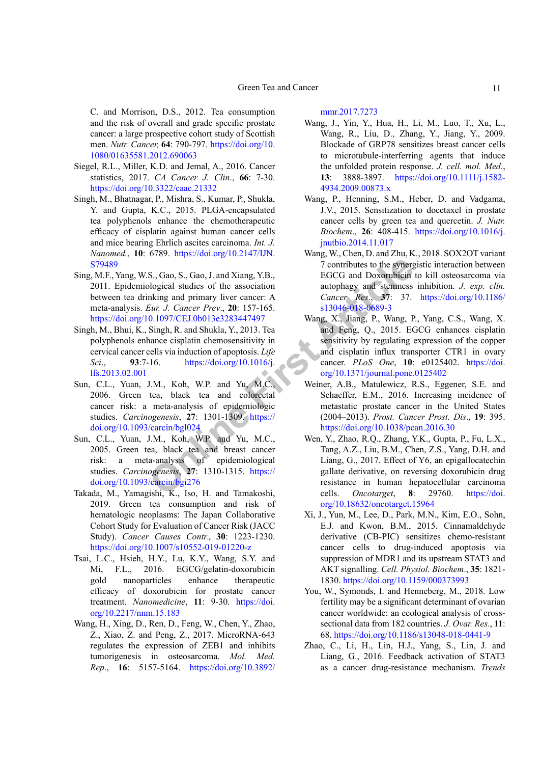C. and Morrison, D.S., 2012. Tea consumption and the risk of overall and grade specific prostate cancer: a large prospective cohort study of Scottish men. *Nutr. Cancer,* **64**: 790-797. https://doi.org/10.1080/01635581.2012.690063

Siegel, R.L., Miller, K.D. and Jemal, A., 2016. Cancer statistics, 2017. *CA Cancer J. Clin*., **66**: 7-30. https://doi.org/10.3322/caac.21332

Singh, M., Bhatnagar, P., Mishra, S., Kumar, P., Shukla, Y. and Gupta, K.C., 2015. PLGA-encapsulated tea polyphenols enhance the chemotherapeutic efficacy of cisplatin against human cancer cells and mice bearing Ehrlich ascites carcinoma. *Int. J. Nanomed.*, **10**: 6789. https://doi.org/10.2147/IJN.S79489

Sing, M.F., Yang, W.S., Gao, S., Gao, J. and Xiang, Y.B., 2011. Epidemiological studies of the association between tea drinking and primary liver cancer: A meta-analysis. *Eur. J. Cancer Prev*., **20**: 157-165. https://doi.org/10.1097/CEJ.0b013e3283447497

Singh, M., Bhui, K., Singh, R. and Shukla, Y., 2013. Tea polyphenols enhance cisplatin chemosensitivity in cervical cancer cells via induction of apoptosis. *Life Sci*., **93**:7-16. https://doi.org/10.1016/j.lfs.2013.02.001

Sun, C.L., Yuan, J.M., Koh, W.P. and Yu, M.C., 2006. Green tea, black tea and colorectal cancer risk: a meta-analysis of epidemiologic studies. *Carcinogenesis*, **27**: 1301-1309. https://doi.org/10.1093/carcin/bgl024

Sun, C.L., Yuan, J.M., Koh, W.P. and Yu, M.C., 2005. Green tea, black tea and breast cancer risk: a meta-analysis of epidemiological studies. *Carcinogenesis*, **27**: 1310-1315. https://doi.org/10.1093/carcin/bgi276

Takada, M., Yamagishi, K., Iso, H. and Tamakoshi, 2019. Green tea consumption and risk of hematologic neoplasms: The Japan Collaborative Cohort Study for Evaluation of Cancer Risk (JACC Study). *Cancer Causes Contr.*, **30**: 1223-1230. https://doi.org/10.1007/s10552-019-01220-z

Tsai, L.C., Hsieh, H.Y., Lu, K.Y., Wang, S.Y. and Mi, F.L., 2016. EGCG/gelatin-doxorubicin gold nanoparticles enhance therapeutic efficacy of doxorubicin for prostate cancer treatment. *Nanomedicine*, **11**: 9-30. https://doi.org/10.2217/nnm.15.183

Wang, H., Xing, D., Ren, D., Feng, W., Chen, Y., Zhao, Z., Xiao, Z. and Peng, Z., 2017. MicroRNA-643 regulates the expression of ZEB1 and inhibits tumorigenesis in osteosarcoma. *Mol. Med. Rep*., **16**: 5157-5164. https://doi.org/10.3892/mmr.2017.7273

Wang, J., Yin, Y., Hua, H., Li, M., Luo, T., Xu, L., Wang, R., Liu, D., Zhang, Y., Jiang, Y., 2009. Blockade of GRP78 sensitizes breast cancer cells to microtubule-interferring agents that induce the unfolded protein response. *J. cell. mol. Med*., **13**: 3888-3897. https://doi.org/10.1111/j.1582-4934.2009.00873.x

Wang, P., Henning, S.M., Heber, D. and Vadgama, J.V., 2015. Sensitization to docetaxel in prostate cancer cells by green tea and quercetin. *J. Nutr. Biochem*., **26**: 408-415. https://doi.org/10.1016/j.jnutbio.2014.11.017

Wang, W., Chen, D. and Zhu, K., 2018. SOX2OT variant 7 contributes to the synergistic interaction between EGCG and Doxorubicin to kill osteosarcoma via autophagy and stemness inhibition. *J. exp. clin. Cancer Res*., **37**: 37. https://doi.org/10.1186/s13046-018-0689-3

Wang, X., Jiang, P., Wang, P., Yang, C.S., Wang, X. and Feng, Q., 2015. EGCG enhances cisplatin sensitivity by regulating expression of the copper and cisplatin influx transporter CTR1 in ovary cancer. *PLoS One*, **10**: e0125402. https://doi.org/10.1371/journal.pone.0125402

Weiner, A.B., Matulewicz, R.S., Eggener, S.E. and Schaeffer, E.M., 2016. Increasing incidence of metastatic prostate cancer in the United States (2004–2013). *Prost. Cancer Prost. Dis*., **19**: 395. https://doi.org/10.1038/pcan.2016.30

Wen, Y., Zhao, R.Q., Zhang, Y.K., Gupta, P., Fu, L.X., Tang, A.Z., Liu, B.M., Chen, Z.S., Yang, D.H. and Liang, G., 2017. Effect of Y6, an epigallocatechin gallate derivative, on reversing doxorubicin drug resistance in human hepatocellular carcinoma cells. *Oncotarget*, **8**: 29760. https://doi.org/10.18632/oncotarget.15964

Xi, J., Yun, M., Lee, D., Park, M.N., Kim, E.O., Sohn, E.J. and Kwon, B.M., 2015. Cinnamaldehyde derivative (CB-PIC) sensitizes chemo-resistant cancer cells to drug-induced apoptosis via suppression of MDR1 and its upstream STAT3 and AKT signalling. *Cell. Physiol. Biochem*., **35**: 1821-1830. https://doi.org/10.1159/000373993

You, W., Symonds, I. and Henneberg, M., 2018. Low fertility may be a significant determinant of ovarian cancer worldwide: an ecological analysis of cross-sectional data from 182 countries. *J. Ovar. Res*., **11**: 68. https://doi.org/10.1186/s13048-018-0441-9

Zhao, C., Li, H., Lin, H.J., Yang, S., Lin, J. and Liang, G., 2016. Feedback activation of STAT3 as a cancer drug-resistance mechanism. *Trends*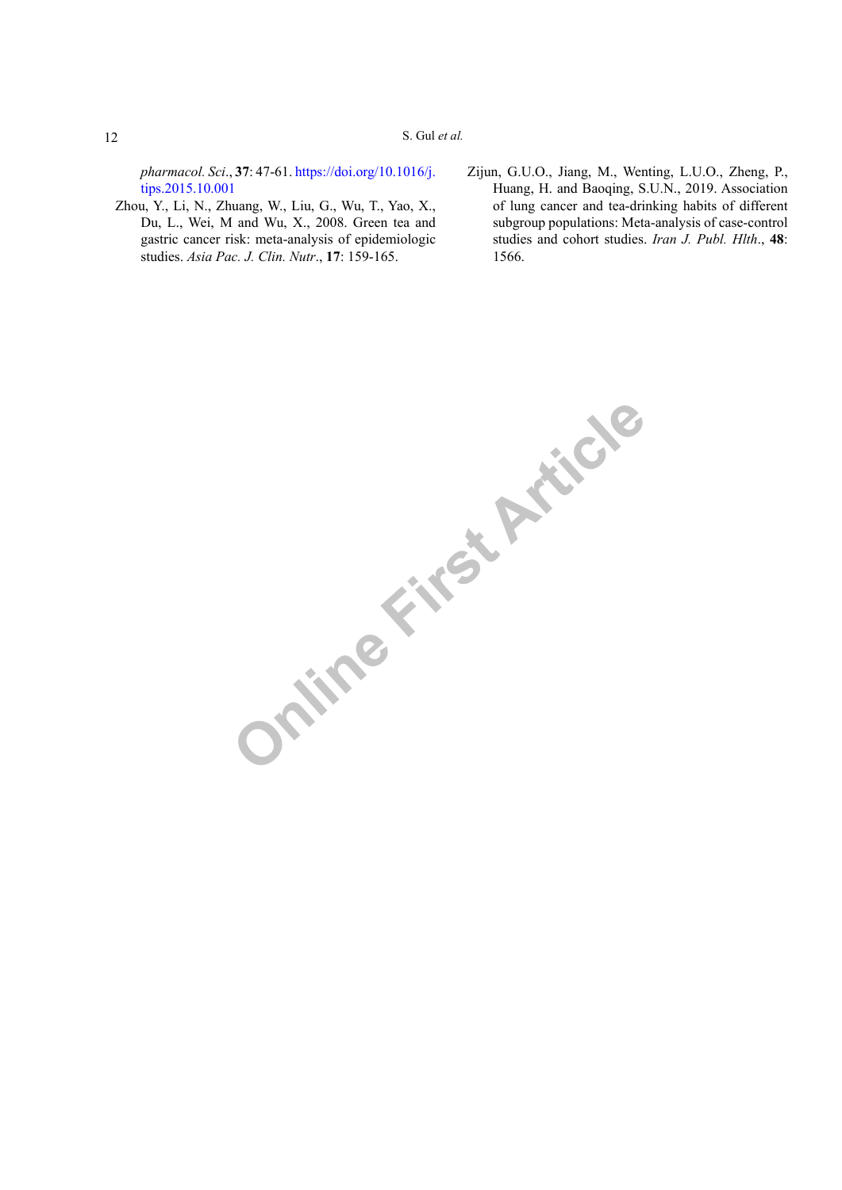*pharmacol. Sci*., **37**: 47-61. https://doi.org/10.1016/j.tips.2015.10.001

Zhou, Y., Li, N., Zhuang, W., Liu, G., Wu, T., Yao, X., Du, L., Wei, M and Wu, X., 2008. Green tea and gastric cancer risk: meta-analysis of epidemiologic studies. *Asia Pac. J. Clin. Nutr*., **17**: 159-165.

Zijun, G.U.O., Jiang, M., Wenting, L.U.O., Zheng, P., Huang, H. and Baoqing, S.U.N., 2019. Association of lung cancer and tea-drinking habits of different subgroup populations: Meta-analysis of case-control studies and cohort studies. *Iran J. Publ. Hlth*., **48**: 1566.